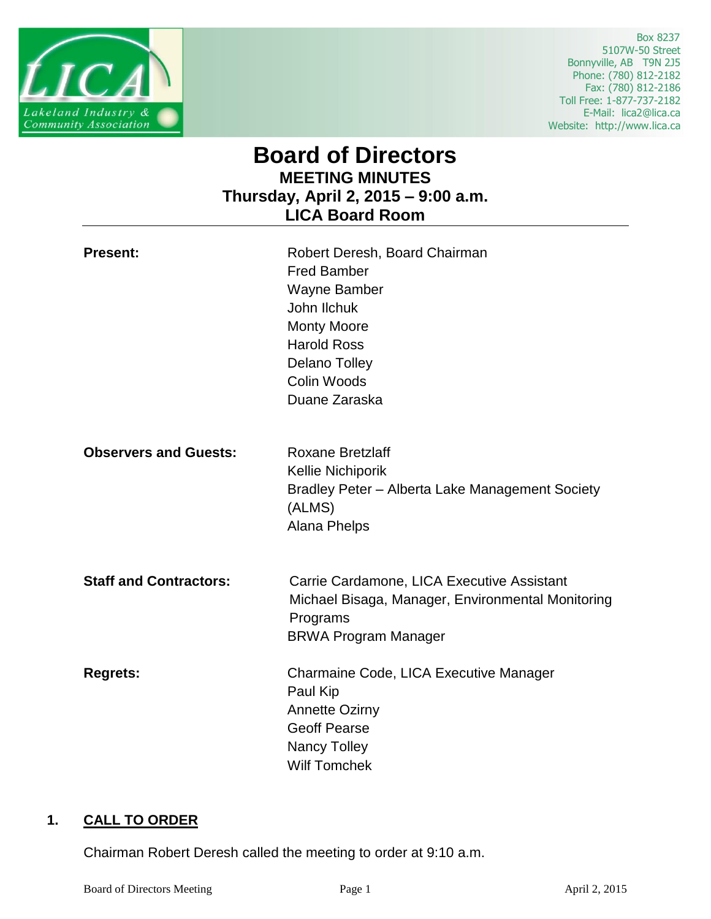Box 8237
5107W-50 Street
Bonnyville, AB T9N 2J5
Phone: (780) 812-2182
Fax: (780) 812-2186
Toll Free: 1-877-737-2182
E-Mail: lica2@lica.ca
Website: http://www.lica.ca

# Board of Directors

## MEETING MINUTES

## Thursday, April 2, 2015 – 9:00 a.m.

## LICA Board Room

---

**Present:**

Robert Deresh, Board Chairman
Fred Bamber
Wayne Bamber
John Ilchuk
Monty Moore
Harold Ross
Delano Tolley
Colin Woods
Duane Zaraska

**Observers and Guests:**

Roxane Bretzlaff
Kellie Nichiporik
Bradley Peter – Alberta Lake Management Society (ALMS)
Alana Phelps

**Staff and Contractors:**

Carrie Cardamone, LICA Executive Assistant
Michael Bisaga, Manager, Environmental Monitoring Programs
BRWA Program Manager

**Regrets:**

Charmaine Code, LICA Executive Manager
Paul Kip
Annette Ozirny
Geoff Pearse
Nancy Tolley
Wilf Tomchek

## 1. CALL TO ORDER

Chairman Robert Deresh called the meeting to order at 9:10 a.m.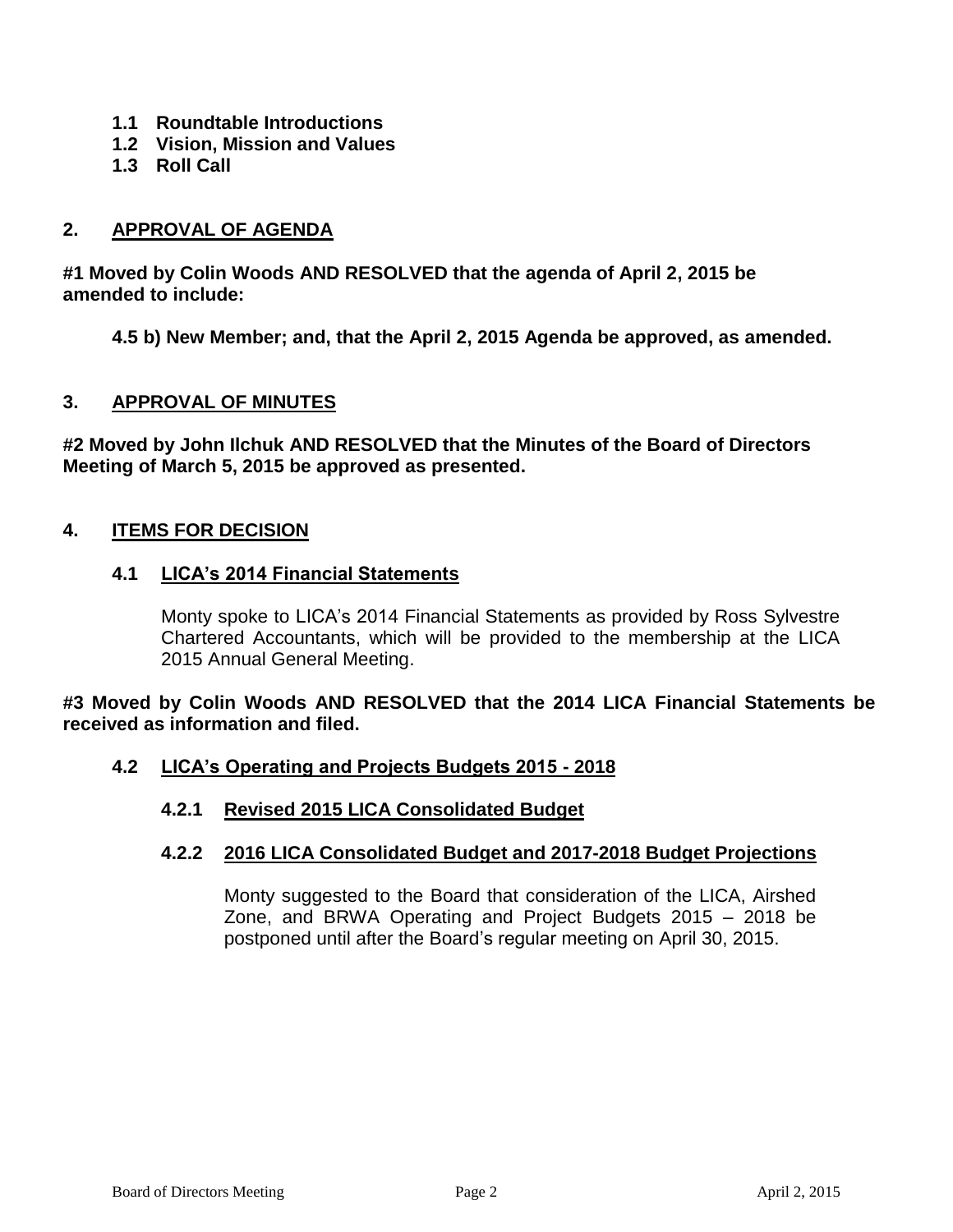**1.1 Roundtable Introductions**
**1.2 Vision, Mission and Values**
**1.3 Roll Call**

## 2. APPROVAL OF AGENDA

**#1 Moved by Colin Woods AND RESOLVED that the agenda of April 2, 2015 be amended to include:**

**4.5 b) New Member; and, that the April 2, 2015 Agenda be approved, as amended.**

## 3. APPROVAL OF MINUTES

**#2 Moved by John Ilchuk AND RESOLVED that the Minutes of the Board of Directors Meeting of March 5, 2015 be approved as presented.**

## 4. ITEMS FOR DECISION

### 4.1 LICA's 2014 Financial Statements

Monty spoke to LICA's 2014 Financial Statements as provided by Ross Sylvestre Chartered Accountants, which will be provided to the membership at the LICA 2015 Annual General Meeting.

**#3 Moved by Colin Woods AND RESOLVED that the 2014 LICA Financial Statements be received as information and filed.**

### 4.2 LICA's Operating and Projects Budgets 2015 - 2018

#### 4.2.1 Revised 2015 LICA Consolidated Budget

#### 4.2.2 2016 LICA Consolidated Budget and 2017-2018 Budget Projections

Monty suggested to the Board that consideration of the LICA, Airshed Zone, and BRWA Operating and Project Budgets 2015 – 2018 be postponed until after the Board's regular meeting on April 30, 2015.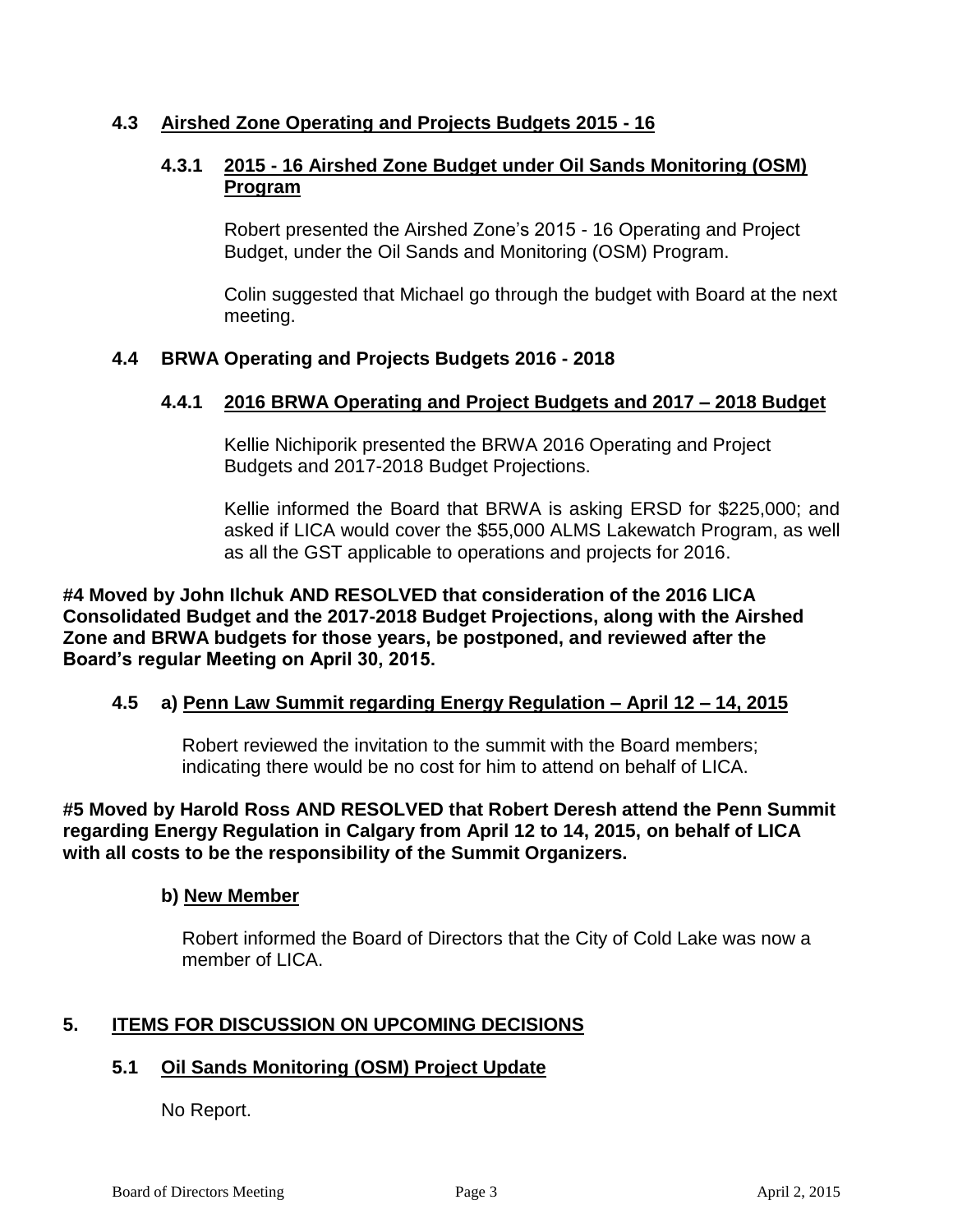### 4.3 Airshed Zone Operating and Projects Budgets 2015 - 16

#### 4.3.1 2015 - 16 Airshed Zone Budget under Oil Sands Monitoring (OSM) Program

Robert presented the Airshed Zone's 2015 - 16 Operating and Project Budget, under the Oil Sands and Monitoring (OSM) Program.

Colin suggested that Michael go through the budget with Board at the next meeting.

### 4.4 BRWA Operating and Projects Budgets 2016 - 2018

#### 4.4.1 2016 BRWA Operating and Project Budgets and 2017 – 2018 Budget

Kellie Nichiporik presented the BRWA 2016 Operating and Project Budgets and 2017-2018 Budget Projections.

Kellie informed the Board that BRWA is asking ERSD for $225,000; and asked if LICA would cover the $55,000 ALMS Lakewatch Program, as well as all the GST applicable to operations and projects for 2016.

**#4 Moved by John Ilchuk AND RESOLVED that consideration of the 2016 LICA Consolidated Budget and the 2017-2018 Budget Projections, along with the Airshed Zone and BRWA budgets for those years, be postponed, and reviewed after the Board's regular Meeting on April 30, 2015.**

### 4.5 a) Penn Law Summit regarding Energy Regulation – April 12 – 14, 2015

Robert reviewed the invitation to the summit with the Board members; indicating there would be no cost for him to attend on behalf of LICA.

**#5 Moved by Harold Ross AND RESOLVED that Robert Deresh attend the Penn Summit regarding Energy Regulation in Calgary from April 12 to 14, 2015, on behalf of LICA with all costs to be the responsibility of the Summit Organizers.**

#### b) New Member

Robert informed the Board of Directors that the City of Cold Lake was now a member of LICA.

## 5. ITEMS FOR DISCUSSION ON UPCOMING DECISIONS

### 5.1 Oil Sands Monitoring (OSM) Project Update

No Report.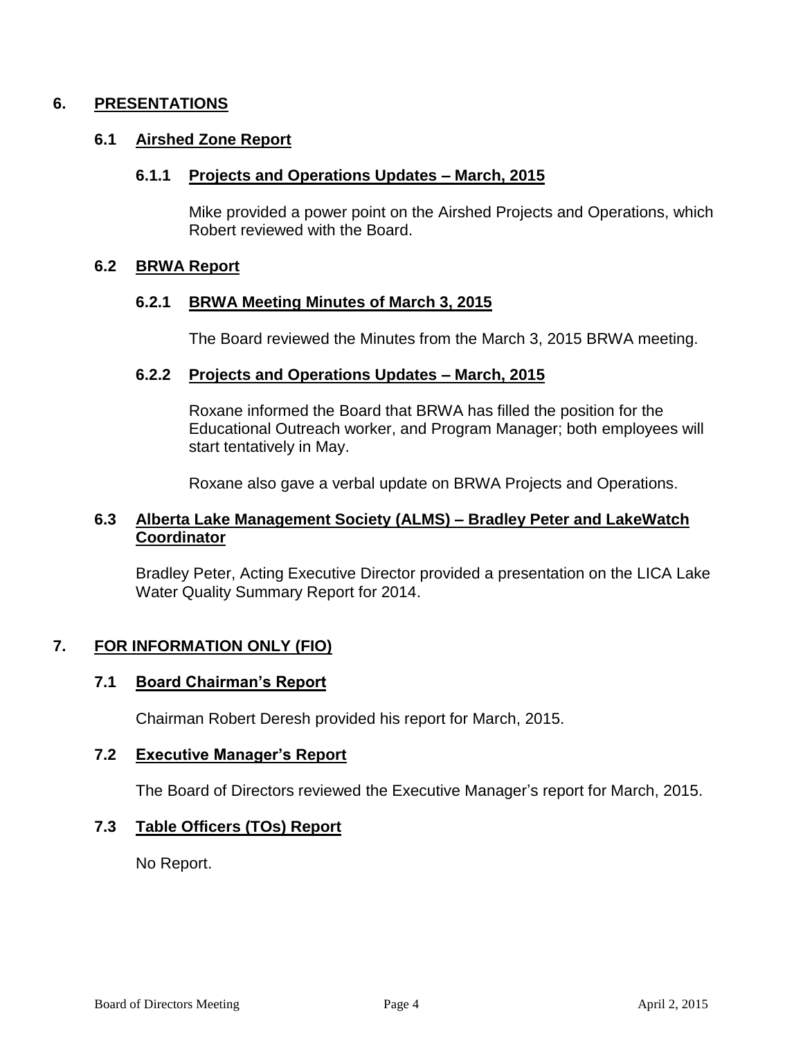# 6. PRESENTATIONS

## 6.1 Airshed Zone Report

### 6.1.1 Projects and Operations Updates – March, 2015

Mike provided a power point on the Airshed Projects and Operations, which Robert reviewed with the Board.

## 6.2 BRWA Report

### 6.2.1 BRWA Meeting Minutes of March 3, 2015

The Board reviewed the Minutes from the March 3, 2015 BRWA meeting.

### 6.2.2 Projects and Operations Updates – March, 2015

Roxane informed the Board that BRWA has filled the position for the Educational Outreach worker, and Program Manager; both employees will start tentatively in May.

Roxane also gave a verbal update on BRWA Projects and Operations.

## 6.3 Alberta Lake Management Society (ALMS) – Bradley Peter and LakeWatch Coordinator

Bradley Peter, Acting Executive Director provided a presentation on the LICA Lake Water Quality Summary Report for 2014.

# 7. FOR INFORMATION ONLY (FIO)

## 7.1 Board Chairman's Report

Chairman Robert Deresh provided his report for March, 2015.

## 7.2 Executive Manager's Report

The Board of Directors reviewed the Executive Manager's report for March, 2015.

## 7.3 Table Officers (TOs) Report

No Report.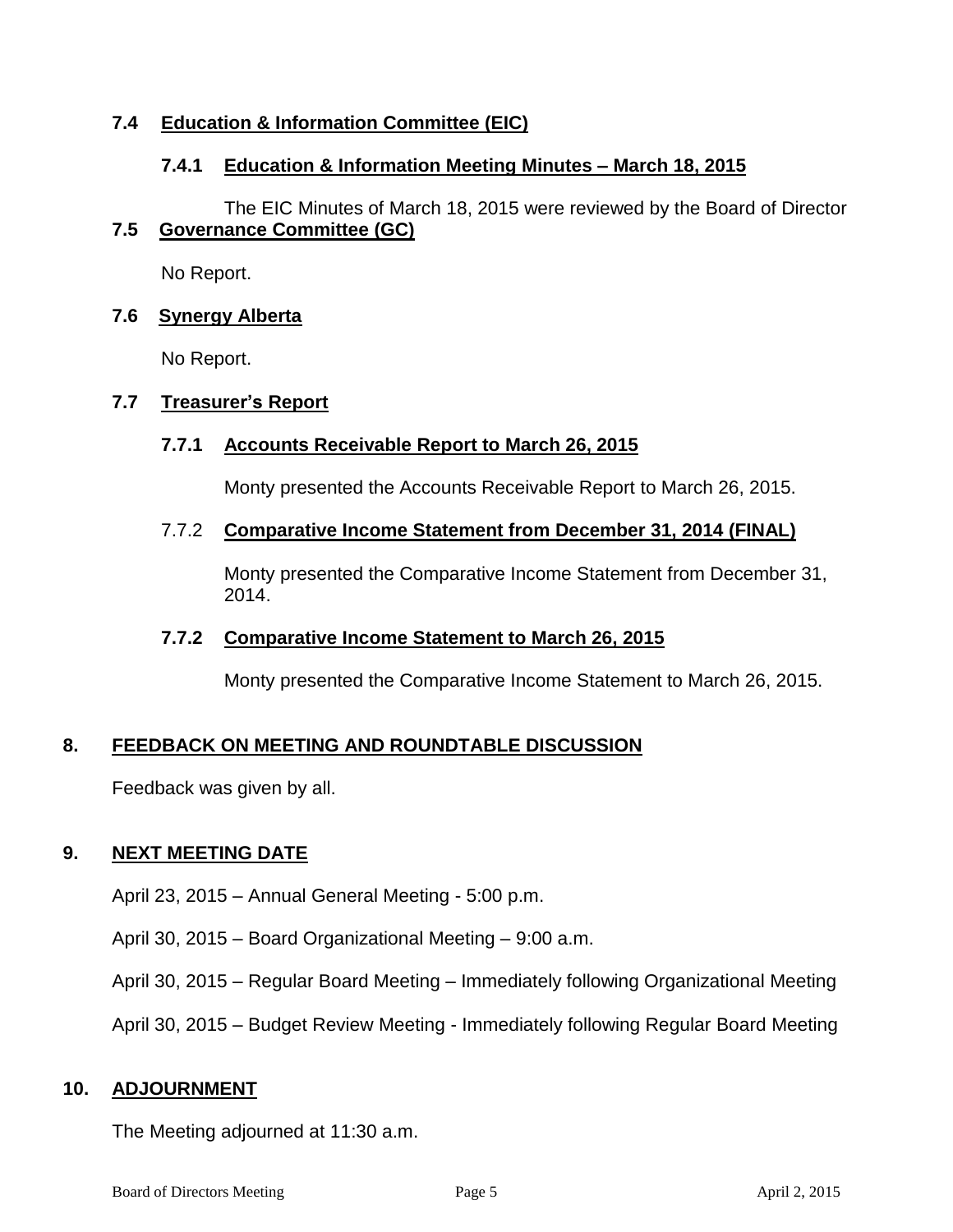### 7.4 Education & Information Committee (EIC)

#### 7.4.1 Education & Information Meeting Minutes – March 18, 2015

The EIC Minutes of March 18, 2015 were reviewed by the Board of Director

### 7.5 Governance Committee (GC)

No Report.

### 7.6 Synergy Alberta

No Report.

### 7.7 Treasurer's Report

#### 7.7.1 Accounts Receivable Report to March 26, 2015

Monty presented the Accounts Receivable Report to March 26, 2015.

#### 7.7.2 Comparative Income Statement from December 31, 2014 (FINAL)

Monty presented the Comparative Income Statement from December 31, 2014.

#### 7.7.2 Comparative Income Statement to March 26, 2015

Monty presented the Comparative Income Statement to March 26, 2015.

## 8. FEEDBACK ON MEETING AND ROUNDTABLE DISCUSSION

Feedback was given by all.

## 9. NEXT MEETING DATE

April 23, 2015 – Annual General Meeting - 5:00 p.m.

April 30, 2015 – Board Organizational Meeting – 9:00 a.m.

April 30, 2015 – Regular Board Meeting – Immediately following Organizational Meeting

April 30, 2015 – Budget Review Meeting - Immediately following Regular Board Meeting

## 10. ADJOURNMENT

The Meeting adjourned at 11:30 a.m.